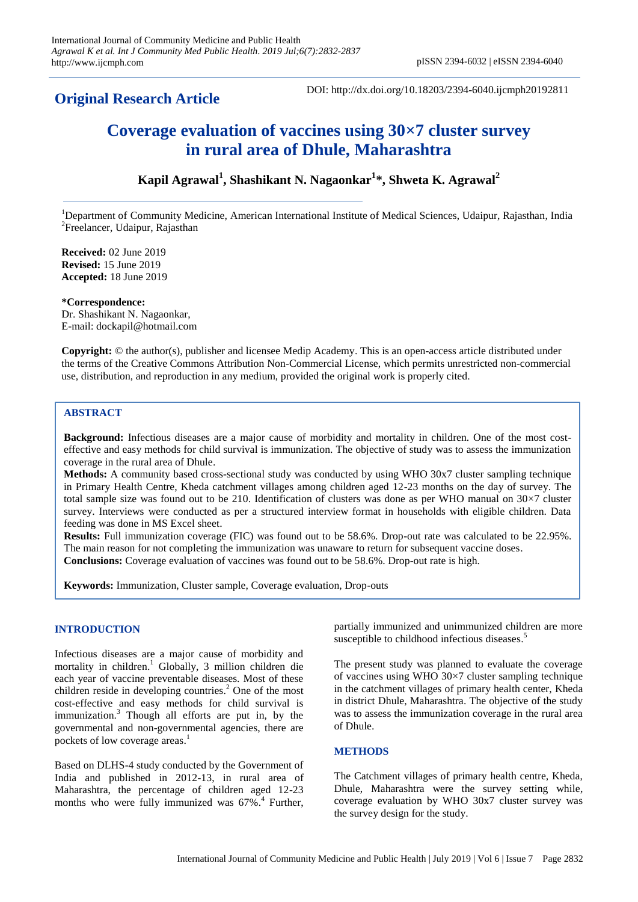**Original Research Article**

DOI: http://dx.doi.org/10.18203/2394-6040.ijcmph20192811

# Coverage evaluation of vaccines using 30×7 cluster survey in rural area of Dhule, Maharashtra

**Kapil Agrawal[1], Shashikant N. Nagaonkar[1]\*, Shweta K. Agrawal[2]**

[1]Department of Community Medicine, American International Institute of Medical Sciences, Udaipur, Rajasthan, India
[2]Freelancer, Udaipur, Rajasthan

**Received:** 02 June 2019
**Revised:** 15 June 2019
**Accepted:** 18 June 2019

**\*Correspondence:**
Dr. Shashikant N. Nagaonkar,
E-mail: dockapil@hotmail.com

**Copyright:** © the author(s), publisher and licensee Medip Academy. This is an open-access article distributed under the terms of the Creative Commons Attribution Non-Commercial License, which permits unrestricted non-commercial use, distribution, and reproduction in any medium, provided the original work is properly cited.

## ABSTRACT

**Background:** Infectious diseases are a major cause of morbidity and mortality in children. One of the most cost-effective and easy methods for child survival is immunization. The objective of study was to assess the immunization coverage in the rural area of Dhule.

**Methods:** A community based cross-sectional study was conducted by using WHO 30x7 cluster sampling technique in Primary Health Centre, Kheda catchment villages among children aged 12-23 months on the day of survey. The total sample size was found out to be 210. Identification of clusters was done as per WHO manual on 30×7 cluster survey. Interviews were conducted as per a structured interview format in households with eligible children. Data feeding was done in MS Excel sheet.

**Results:** Full immunization coverage (FIC) was found out to be 58.6%. Drop-out rate was calculated to be 22.95%. The main reason for not completing the immunization was unaware to return for subsequent vaccine doses.

**Conclusions:** Coverage evaluation of vaccines was found out to be 58.6%. Drop-out rate is high.

**Keywords:** Immunization, Cluster sample, Coverage evaluation, Drop-outs

## INTRODUCTION

Infectious diseases are a major cause of morbidity and mortality in children.[1] Globally, 3 million children die each year of vaccine preventable diseases. Most of these children reside in developing countries.[2] One of the most cost-effective and easy methods for child survival is immunization.[3] Though all efforts are put in, by the governmental and non-governmental agencies, there are pockets of low coverage areas.[1]

Based on DLHS-4 study conducted by the Government of India and published in 2012-13, in rural area of Maharashtra, the percentage of children aged 12-23 months who were fully immunized was 67%.[4] Further, partially immunized and unimmunized children are more susceptible to childhood infectious diseases.[5]

The present study was planned to evaluate the coverage of vaccines using WHO 30×7 cluster sampling technique in the catchment villages of primary health center, Kheda in district Dhule, Maharashtra. The objective of the study was to assess the immunization coverage in the rural area of Dhule.

## METHODS

The Catchment villages of primary health centre, Kheda, Dhule, Maharashtra were the survey setting while, coverage evaluation by WHO 30x7 cluster survey was the survey design for the study.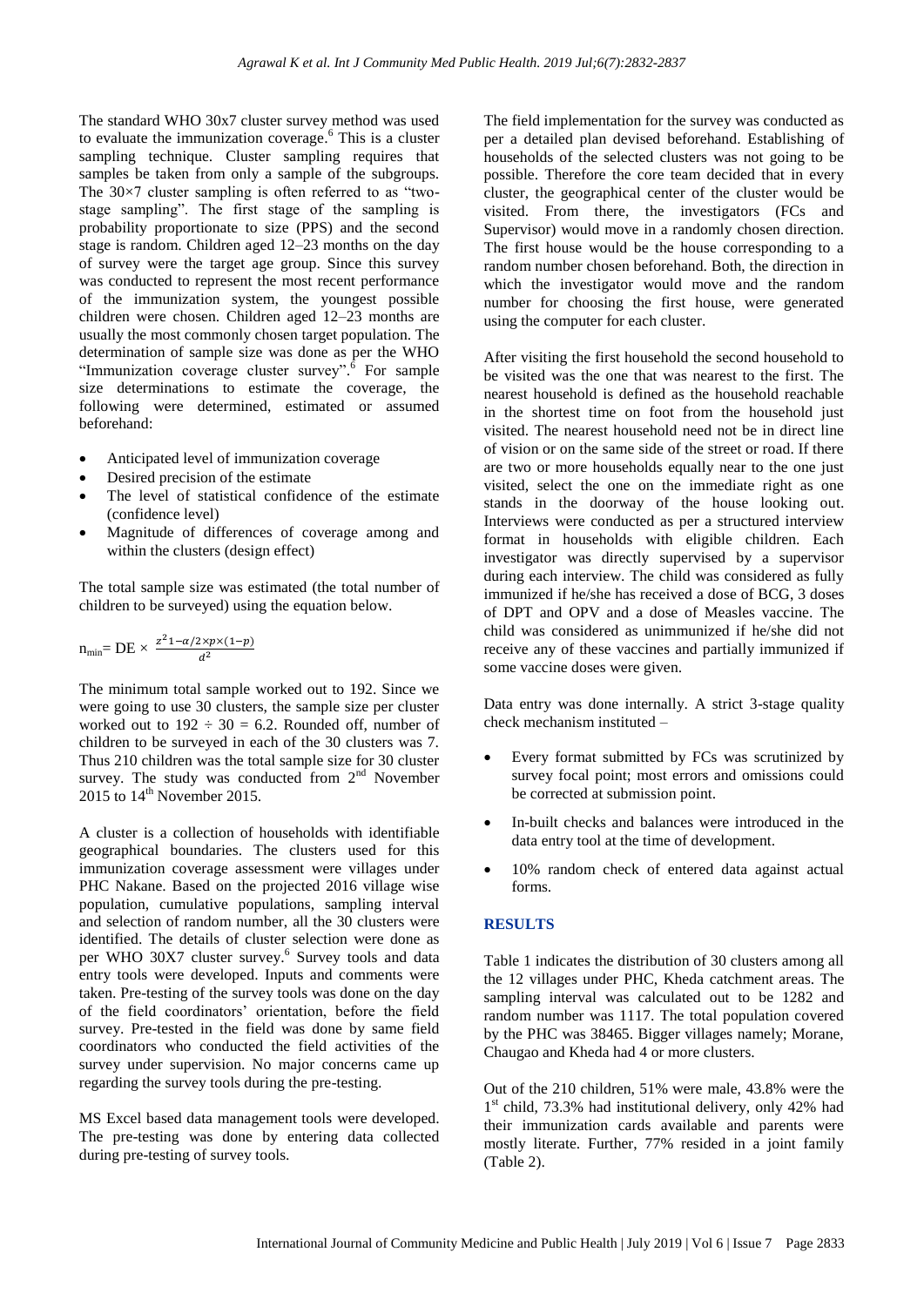The standard WHO 30x7 cluster survey method was used to evaluate the immunization coverage.[6] This is a cluster sampling technique. Cluster sampling requires that samples be taken from only a sample of the subgroups. The 30×7 cluster sampling is often referred to as "two-stage sampling". The first stage of the sampling is probability proportionate to size (PPS) and the second stage is random. Children aged 12–23 months on the day of survey were the target age group. Since this survey was conducted to represent the most recent performance of the immunization system, the youngest possible children were chosen. Children aged 12–23 months are usually the most commonly chosen target population. The determination of sample size was done as per the WHO "Immunization coverage cluster survey".[6] For sample size determinations to estimate the coverage, the following were determined, estimated or assumed beforehand:

- Anticipated level of immunization coverage
- Desired precision of the estimate
- The level of statistical confidence of the estimate (confidence level)
- Magnitude of differences of coverage among and within the clusters (design effect)

The total sample size was estimated (the total number of children to be surveyed) using the equation below.

$$n_{min} = DE \times \frac{z^2 1-\alpha/2 \times p \times (1-p)}{d^2}$$

The minimum total sample worked out to 192. Since we were going to use 30 clusters, the sample size per cluster worked out to 192 ÷ 30 = 6.2. Rounded off, number of children to be surveyed in each of the 30 clusters was 7. Thus 210 children was the total sample size for 30 cluster survey. The study was conducted from 2nd November 2015 to 14th November 2015.

A cluster is a collection of households with identifiable geographical boundaries. The clusters used for this immunization coverage assessment were villages under PHC Nakane. Based on the projected 2016 village wise population, cumulative populations, sampling interval and selection of random number, all the 30 clusters were identified. The details of cluster selection were done as per WHO 30X7 cluster survey.[6] Survey tools and data entry tools were developed. Inputs and comments were taken. Pre-testing of the survey tools was done on the day of the field coordinators' orientation, before the field survey. Pre-tested in the field was done by same field coordinators who conducted the field activities of the survey under supervision. No major concerns came up regarding the survey tools during the pre-testing.

MS Excel based data management tools were developed. The pre-testing was done by entering data collected during pre-testing of survey tools.

The field implementation for the survey was conducted as per a detailed plan devised beforehand. Establishing of households of the selected clusters was not going to be possible. Therefore the core team decided that in every cluster, the geographical center of the cluster would be visited. From there, the investigators (FCs and Supervisor) would move in a randomly chosen direction. The first house would be the house corresponding to a random number chosen beforehand. Both, the direction in which the investigator would move and the random number for choosing the first house, were generated using the computer for each cluster.

After visiting the first household the second household to be visited was the one that was nearest to the first. The nearest household is defined as the household reachable in the shortest time on foot from the household just visited. The nearest household need not be in direct line of vision or on the same side of the street or road. If there are two or more households equally near to the one just visited, select the one on the immediate right as one stands in the doorway of the house looking out. Interviews were conducted as per a structured interview format in households with eligible children. Each investigator was directly supervised by a supervisor during each interview. The child was considered as fully immunized if he/she has received a dose of BCG, 3 doses of DPT and OPV and a dose of Measles vaccine. The child was considered as unimmunized if he/she did not receive any of these vaccines and partially immunized if some vaccine doses were given.

Data entry was done internally. A strict 3-stage quality check mechanism instituted –

- Every format submitted by FCs was scrutinized by survey focal point; most errors and omissions could be corrected at submission point.
- In-built checks and balances were introduced in the data entry tool at the time of development.
- 10% random check of entered data against actual forms.

## RESULTS

Table 1 indicates the distribution of 30 clusters among all the 12 villages under PHC, Kheda catchment areas. The sampling interval was calculated out to be 1282 and random number was 1117. The total population covered by the PHC was 38465. Bigger villages namely; Morane, Chaugao and Kheda had 4 or more clusters.

Out of the 210 children, 51% were male, 43.8% were the 1st child, 73.3% had institutional delivery, only 42% had their immunization cards available and parents were mostly literate. Further, 77% resided in a joint family (Table 2).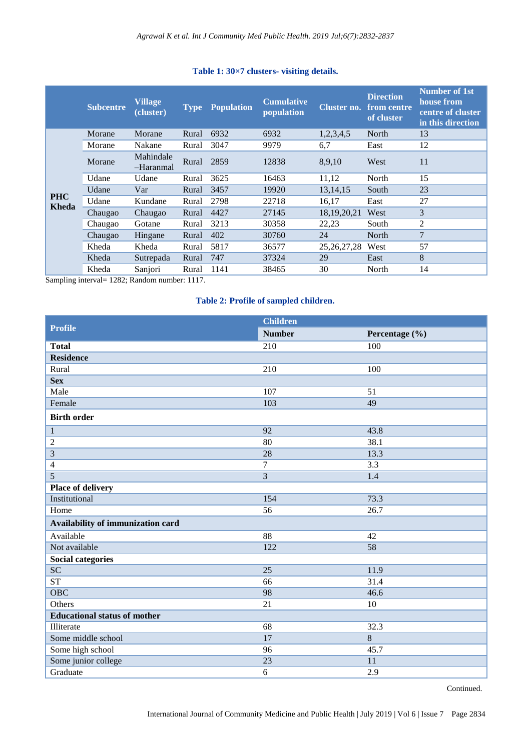**Table 1: 30×7 clusters- visiting details.**

| | Subcentre | Village (cluster) | Type | Population | Cumulative population | Cluster no. | Direction from centre of cluster | Number of 1st house from centre of cluster in this direction |
|---|---|---|---|---|---|---|---|---|
| PHC Kheda | Morane | Morane | Rural | 6932 | 6932 | 1,2,3,4,5 | North | 13 |
| | Morane | Nakane | Rural | 3047 | 9979 | 6,7 | East | 12 |
| | Morane | Mahindale –Haranmal | Rural | 2859 | 12838 | 8,9,10 | West | 11 |
| | Udane | Udane | Rural | 3625 | 16463 | 11,12 | North | 15 |
| | Udane | Var | Rural | 3457 | 19920 | 13,14,15 | South | 23 |
| | Udane | Kundane | Rural | 2798 | 22718 | 16,17 | East | 27 |
| | Chaugao | Chaugao | Rural | 4427 | 27145 | 18,19,20,21 | West | 3 |
| | Chaugao | Gotane | Rural | 3213 | 30358 | 22,23 | South | 2 |
| | Chaugao | Hingane | Rural | 402 | 30760 | 24 | North | 7 |
| | Kheda | Kheda | Rural | 5817 | 36577 | 25,26,27,28 | West | 57 |
| | Kheda | Sutrepada | Rural | 747 | 37324 | 29 | East | 8 |
| | Kheda | Sanjori | Rural | 1141 | 38465 | 30 | North | 14 |

Sampling interval= 1282; Random number: 1117.

**Table 2: Profile of sampled children.**

| Profile | Children | |
|---|---|---|
| | Number | Percentage (%) |
| **Total** | 210 | 100 |
| **Residence** | | |
| Rural | 210 | 100 |
| **Sex** | | |
| Male | 107 | 51 |
| Female | 103 | 49 |
| **Birth order** | | |
| 1 | 92 | 43.8 |
| 2 | 80 | 38.1 |
| 3 | 28 | 13.3 |
| 4 | 7 | 3.3 |
| 5 | 3 | 1.4 |
| **Place of delivery** | | |
| Institutional | 154 | 73.3 |
| Home | 56 | 26.7 |
| **Availability of immunization card** | | |
| Available | 88 | 42 |
| Not available | 122 | 58 |
| **Social categories** | | |
| SC | 25 | 11.9 |
| ST | 66 | 31.4 |
| OBC | 98 | 46.6 |
| Others | 21 | 10 |
| **Educational status of mother** | | |
| Illiterate | 68 | 32.3 |
| Some middle school | 17 | 8 |
| Some high school | 96 | 45.7 |
| Some junior college | 23 | 11 |
| Graduate | 6 | 2.9 |

Continued.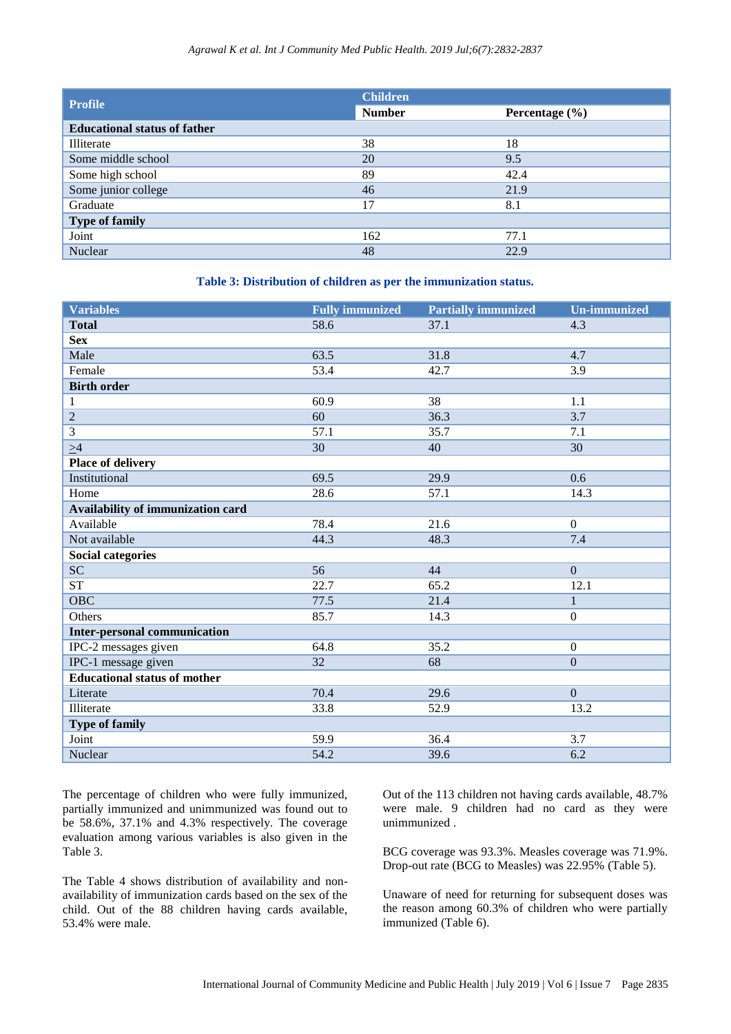| Profile | Children | |
|---|---|---|
| | Number | Percentage (%) |
| **Educational status of father** | | |
| Illiterate | 38 | 18 |
| Some middle school | 20 | 9.5 |
| Some high school | 89 | 42.4 |
| Some junior college | 46 | 21.9 |
| Graduate | 17 | 8.1 |
| **Type of family** | | |
| Joint | 162 | 77.1 |
| Nuclear | 48 | 22.9 |

**Table 3: Distribution of children as per the immunization status.**

| Variables | Fully immunized | Partially immunized | Un-immunized |
|---|---|---|---|
| **Total** | 58.6 | 37.1 | 4.3 |
| **Sex** | | | |
| Male | 63.5 | 31.8 | 4.7 |
| Female | 53.4 | 42.7 | 3.9 |
| **Birth order** | | | |
| 1 | 60.9 | 38 | 1.1 |
| 2 | 60 | 36.3 | 3.7 |
| 3 | 57.1 | 35.7 | 7.1 |
| ≥4 | 30 | 40 | 30 |
| **Place of delivery** | | | |
| Institutional | 69.5 | 29.9 | 0.6 |
| Home | 28.6 | 57.1 | 14.3 |
| **Availability of immunization card** | | | |
| Available | 78.4 | 21.6 | 0 |
| Not available | 44.3 | 48.3 | 7.4 |
| **Social categories** | | | |
| SC | 56 | 44 | 0 |
| ST | 22.7 | 65.2 | 12.1 |
| OBC | 77.5 | 21.4 | 1 |
| Others | 85.7 | 14.3 | 0 |
| **Inter-personal communication** | | | |
| IPC-2 messages given | 64.8 | 35.2 | 0 |
| IPC-1 message given | 32 | 68 | 0 |
| **Educational status of mother** | | | |
| Literate | 70.4 | 29.6 | 0 |
| Illiterate | 33.8 | 52.9 | 13.2 |
| **Type of family** | | | |
| Joint | 59.9 | 36.4 | 3.7 |
| Nuclear | 54.2 | 39.6 | 6.2 |

The percentage of children who were fully immunized, partially immunized and unimmunized was found out to be 58.6%, 37.1% and 4.3% respectively. The coverage evaluation among various variables is also given in the Table 3.

The Table 4 shows distribution of availability and non-availability of immunization cards based on the sex of the child. Out of the 88 children having cards available, 53.4% were male.

Out of the 113 children not having cards available, 48.7% were male. 9 children had no card as they were unimmunized .

BCG coverage was 93.3%. Measles coverage was 71.9%. Drop-out rate (BCG to Measles) was 22.95% (Table 5).

Unaware of need for returning for subsequent doses was the reason among 60.3% of children who were partially immunized (Table 6).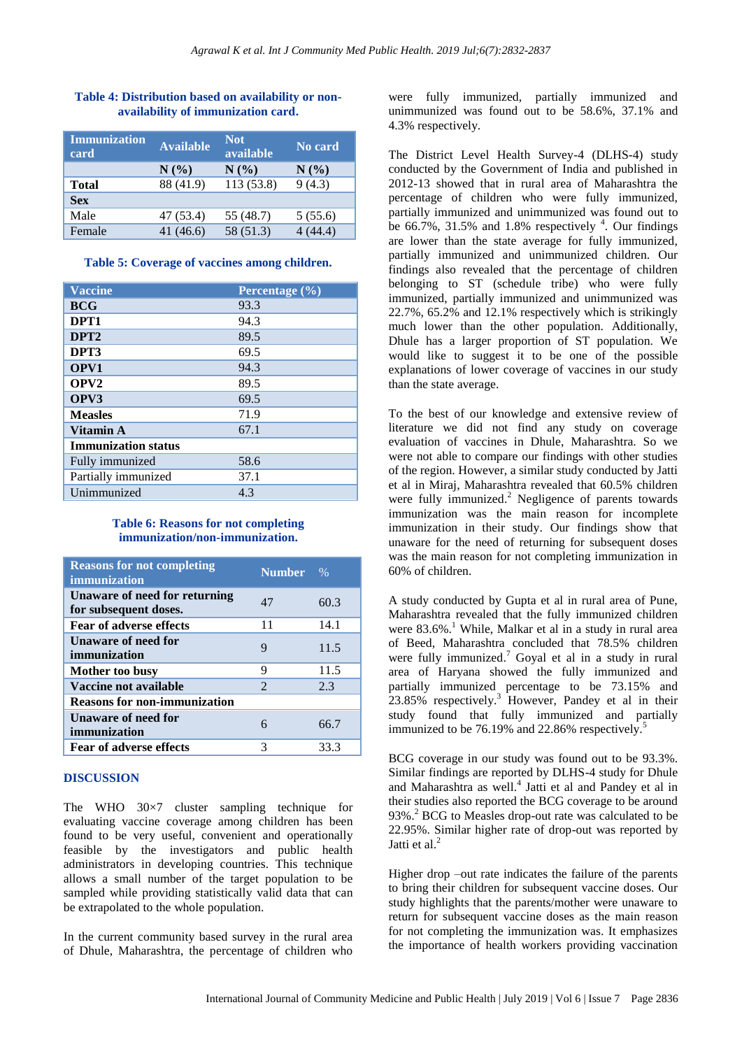**Table 4: Distribution based on availability or non-availability of immunization card.**

| Immunization card | Available | Not available | No card |
|---|---|---|---|
| | N (%) | N (%) | N (%) |
| **Total** | 88 (41.9) | 113 (53.8) | 9 (4.3) |
| **Sex** | | | |
| Male | 47 (53.4) | 55 (48.7) | 5 (55.6) |
| Female | 41 (46.6) | 58 (51.3) | 4 (44.4) |

**Table 5: Coverage of vaccines among children.**

| Vaccine | Percentage (%) |
|---|---|
| **BCG** | 93.3 |
| **DPT1** | 94.3 |
| **DPT2** | 89.5 |
| **DPT3** | 69.5 |
| **OPV1** | 94.3 |
| **OPV2** | 89.5 |
| **OPV3** | 69.5 |
| **Measles** | 71.9 |
| **Vitamin A** | 67.1 |
| **Immunization status** | |
| Fully immunized | 58.6 |
| Partially immunized | 37.1 |
| Unimmunized | 4.3 |

**Table 6: Reasons for not completing immunization/non-immunization.**

| Reasons for not completing immunization | Number | % |
|---|---|---|
| **Unaware of need for returning for subsequent doses.** | 47 | 60.3 |
| **Fear of adverse effects** | 11 | 14.1 |
| **Unaware of need for immunization** | 9 | 11.5 |
| **Mother too busy** | 9 | 11.5 |
| **Vaccine not available** | 2 | 2.3 |
| **Reasons for non-immunization** | | |
| **Unaware of need for immunization** | 6 | 66.7 |
| **Fear of adverse effects** | 3 | 33.3 |

## DISCUSSION

The WHO 30×7 cluster sampling technique for evaluating vaccine coverage among children has been found to be very useful, convenient and operationally feasible by the investigators and public health administrators in developing countries. This technique allows a small number of the target population to be sampled while providing statistically valid data that can be extrapolated to the whole population.

In the current community based survey in the rural area of Dhule, Maharashtra, the percentage of children who were fully immunized, partially immunized and unimmunized was found out to be 58.6%, 37.1% and 4.3% respectively.

The District Level Health Survey-4 (DLHS-4) study conducted by the Government of India and published in 2012-13 showed that in rural area of Maharashtra the percentage of children who were fully immunized, partially immunized and unimmunized was found out to be 66.7%, 31.5% and 1.8% respectively [4]. Our findings are lower than the state average for fully immunized, partially immunized and unimmunized children. Our findings also revealed that the percentage of children belonging to ST (schedule tribe) who were fully immunized, partially immunized and unimmunized was 22.7%, 65.2% and 12.1% respectively which is strikingly much lower than the other population. Additionally, Dhule has a larger proportion of ST population. We would like to suggest it to be one of the possible explanations of lower coverage of vaccines in our study than the state average.

To the best of our knowledge and extensive review of literature we did not find any study on coverage evaluation of vaccines in Dhule, Maharashtra. So we were not able to compare our findings with other studies of the region. However, a similar study conducted by Jatti et al in Miraj, Maharashtra revealed that 60.5% children were fully immunized.[2] Negligence of parents towards immunization was the main reason for incomplete immunization in their study. Our findings show that unaware for the need of returning for subsequent doses was the main reason for not completing immunization in 60% of children.

A study conducted by Gupta et al in rural area of Pune, Maharashtra revealed that the fully immunized children were 83.6%.[1] While, Malkar et al in a study in rural area of Beed, Maharashtra concluded that 78.5% children were fully immunized.[7] Goyal et al in a study in rural area of Haryana showed the fully immunized and partially immunized percentage to be 73.15% and 23.85% respectively.[3] However, Pandey et al in their study found that fully immunized and partially immunized to be 76.19% and 22.86% respectively.[5]

BCG coverage in our study was found out to be 93.3%. Similar findings are reported by DLHS-4 study for Dhule and Maharashtra as well.[4] Jatti et al and Pandey et al in their studies also reported the BCG coverage to be around 93%.[2] BCG to Measles drop-out rate was calculated to be 22.95%. Similar higher rate of drop-out was reported by Jatti et al.[2]

Higher drop –out rate indicates the failure of the parents to bring their children for subsequent vaccine doses. Our study highlights that the parents/mother were unaware to return for subsequent vaccine doses as the main reason for not completing the immunization was. It emphasizes the importance of health workers providing vaccination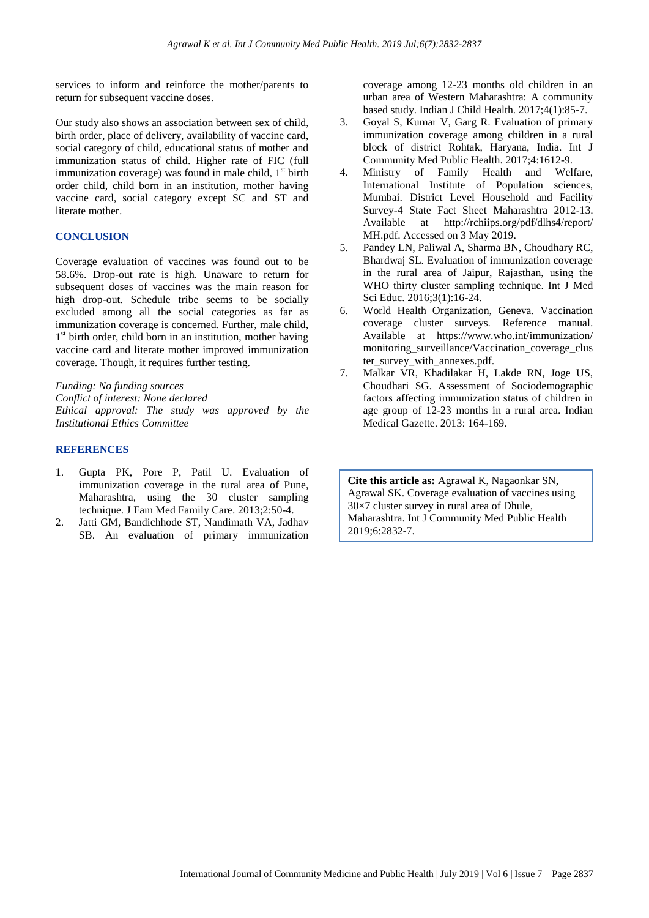services to inform and reinforce the mother/parents to return for subsequent vaccine doses.

Our study also shows an association between sex of child, birth order, place of delivery, availability of vaccine card, social category of child, educational status of mother and immunization status of child. Higher rate of FIC (full immunization coverage) was found in male child, 1st birth order child, child born in an institution, mother having vaccine card, social category except SC and ST and literate mother.

## CONCLUSION

Coverage evaluation of vaccines was found out to be 58.6%. Drop-out rate is high. Unaware to return for subsequent doses of vaccines was the main reason for high drop-out. Schedule tribe seems to be socially excluded among all the social categories as far as immunization coverage is concerned. Further, male child, 1st birth order, child born in an institution, mother having vaccine card and literate mother improved immunization coverage. Though, it requires further testing.

*Funding: No funding sources*
*Conflict of interest: None declared*
*Ethical approval: The study was approved by the Institutional Ethics Committee*

## REFERENCES

1. Gupta PK, Pore P, Patil U. Evaluation of immunization coverage in the rural area of Pune, Maharashtra, using the 30 cluster sampling technique. J Fam Med Family Care. 2013;2:50-4.
2. Jatti GM, Bandichhode ST, Nandimath VA, Jadhav SB. An evaluation of primary immunization coverage among 12-23 months old children in an urban area of Western Maharashtra: A community based study. Indian J Child Health. 2017;4(1):85-7.
3. Goyal S, Kumar V, Garg R. Evaluation of primary immunization coverage among children in a rural block of district Rohtak, Haryana, India. Int J Community Med Public Health. 2017;4:1612-9.
4. Ministry of Family Health and Welfare, International Institute of Population sciences, Mumbai. District Level Household and Facility Survey-4 State Fact Sheet Maharashtra 2012-13. Available at http://rchiips.org/pdf/dlhs4/report/MH.pdf. Accessed on 3 May 2019.
5. Pandey LN, Paliwal A, Sharma BN, Choudhary RC, Bhardwaj SL. Evaluation of immunization coverage in the rural area of Jaipur, Rajasthan, using the WHO thirty cluster sampling technique. Int J Med Sci Educ. 2016;3(1):16-24.
6. World Health Organization, Geneva. Vaccination coverage cluster surveys. Reference manual. Available at https://www.who.int/immunization/monitoring_surveillance/Vaccination_coverage_cluster_survey_with_annexes.pdf.
7. Malkar VR, Khadilakar H, Lakde RN, Joge US, Choudhari SG. Assessment of Sociodemographic factors affecting immunization status of children in age group of 12-23 months in a rural area. Indian Medical Gazette. 2013: 164-169.

**Cite this article as:** Agrawal K, Nagaonkar SN, Agrawal SK. Coverage evaluation of vaccines using 30×7 cluster survey in rural area of Dhule, Maharashtra. Int J Community Med Public Health 2019;6:2832-7.